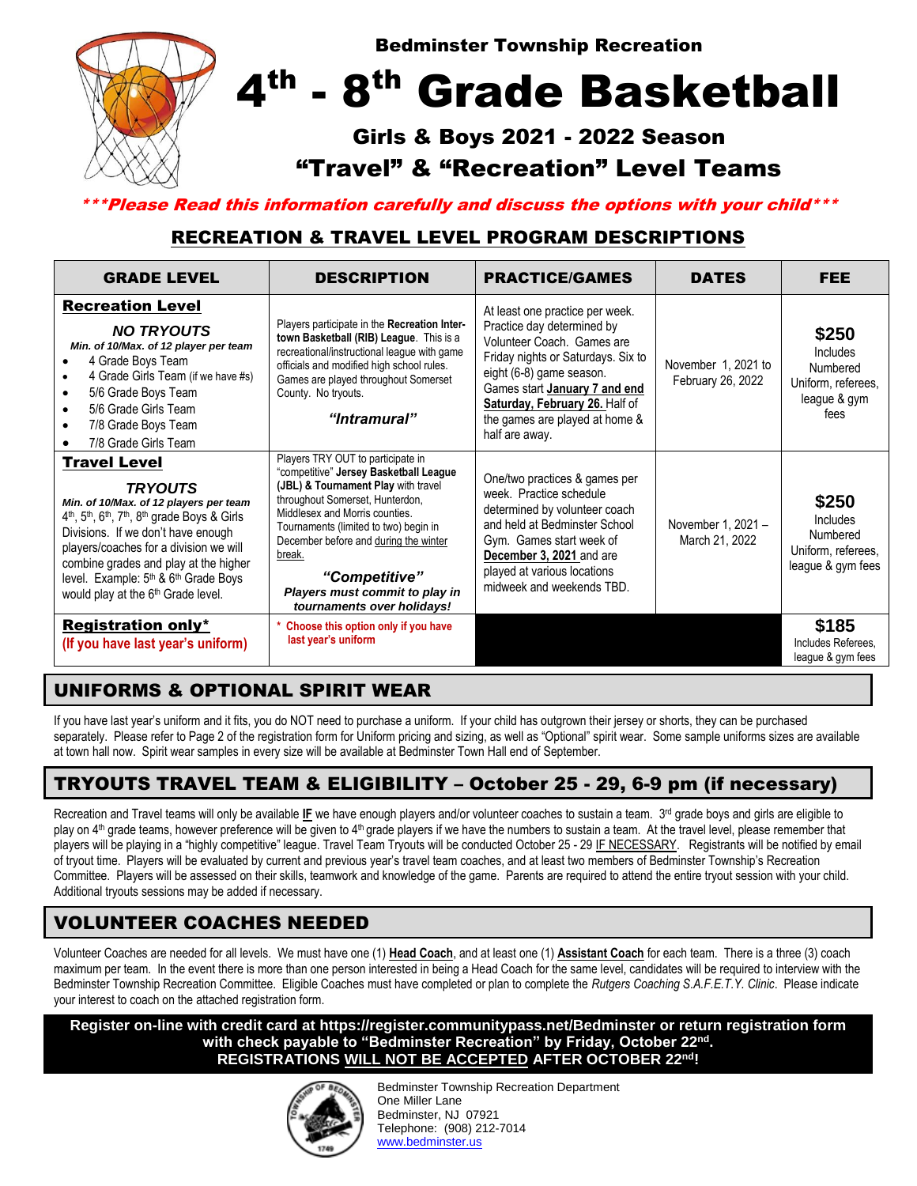Bedminster Township Recreation

# 4th - 8th Grade Basketball

## Girls & Boys 2021 - 2022 Season

## "Travel" & "Recreation" Level Teams

***Please Read this information carefully and discuss the options with your child***

## RECREATION & TRAVEL LEVEL PROGRAM DESCRIPTIONS

| GRADE LEVEL | DESCRIPTION | PRACTICE/GAMES | DATES | FEE |
|---|---|---|---|---|
| **Recreation Level**<br>***NO TRYOUTS***<br>***Min. of 10/Max. of 12 player per team***<br>• 4 Grade Boys Team<br>• 4 Grade Girls Team (if we have #s)<br>• 5/6 Grade Boys Team<br>• 5/6 Grade Girls Team<br>• 7/8 Grade Boys Team<br>• 7/8 Grade Girls Team | Players participate in the **Recreation Inter-town Basketball (RIB) League**. This is a recreational/instructional league with game officials and modified high school rules. Games are played throughout Somerset County. No tryouts.<br>***"Intramural"*** | At least one practice per week. Practice day determined by Volunteer Coach. Games are Friday nights or Saturdays. Six to eight (6-8) game season. Games start **January 7 and end Saturday, February 26.** Half of the games are played at home & half are away. | November 1, 2021 to February 26, 2022 | **$250**<br>Includes Numbered Uniform, referees, league & gym fees |
| **Travel Level**<br>***TRYOUTS***<br>***Min. of 10/Max. of 12 players per team***<br>***4th, 5th, 6th, 7th, 8th grade Boys & Girls Divisions.*** If we don't have enough players/coaches for a division we will combine grades and play at the higher level. Example: 5th & 6th Grade Boys would play at the 6th Grade level. | Players TRY OUT to participate in "competitive" **Jersey Basketball League (JBL) & Tournament Play** with travel throughout Somerset, Hunterdon, Middlesex and Morris counties. Tournaments (limited to two) begin in December before and during the winter break.<br>***"Competitive"***<br>***Players must commit to play in tournaments over holidays!*** | One/two practices & games per week. Practice schedule determined by volunteer coach and held at Bedminster School Gym. Games start week of **December 3, 2021** and are played at various locations midweek and weekends TBD. | November 1, 2021 – March 21, 2022 | **$250**<br>Includes Numbered Uniform, referees, league & gym fees |
| **Registration only***<br>**(If you have last year's uniform)** | * **Choose this option only if you have last year's uniform** | | | **$185**<br>Includes Referees, league & gym fees |

## UNIFORMS & OPTIONAL SPIRIT WEAR

If you have last year's uniform and it fits, you do NOT need to purchase a uniform. If your child has outgrown their jersey or shorts, they can be purchased separately. Please refer to Page 2 of the registration form for Uniform pricing and sizing, as well as "Optional" spirit wear. Some sample uniforms sizes are available at town hall now. Spirit wear samples in every size will be available at Bedminster Town Hall end of September.

## TRYOUTS TRAVEL TEAM & ELIGIBILITY – October 25 - 29, 6-9 pm (if necessary)

Recreation and Travel teams will only be available **IF** we have enough players and/or volunteer coaches to sustain a team. 3rd grade boys and girls are eligible to play on 4th grade teams, however preference will be given to 4th grade players if we have the numbers to sustain a team. At the travel level, please remember that players will be playing in a "highly competitive" league. Travel Team Tryouts will be conducted October 25 - 29 IF NECESSARY. Registrants will be notified by email of tryout time. Players will be evaluated by current and previous year's travel team coaches, and at least two members of Bedminster Township's Recreation Committee. Players will be assessed on their skills, teamwork and knowledge of the game. Parents are required to attend the entire tryout session with your child. Additional tryouts sessions may be added if necessary.

## VOLUNTEER COACHES NEEDED

Volunteer Coaches are needed for all levels. We must have one (1) **Head Coach**, and at least one (1) **Assistant Coach** for each team. There is a three (3) coach maximum per team. In the event there is more than one person interested in being a Head Coach for the same level, candidates will be required to interview with the Bedminster Township Recreation Committee. Eligible Coaches must have completed or plan to complete the *Rutgers Coaching S.A.F.E.T.Y. Clinic*. Please indicate your interest to coach on the attached registration form.

**Register on-line with credit card at https://register.communitypass.net/Bedminster or return registration form with check payable to "Bedminster Recreation" by Friday, October 22nd.**
**REGISTRATIONS WILL NOT BE ACCEPTED AFTER OCTOBER 22nd!**

Bedminster Township Recreation Department
One Miller Lane
Bedminster, NJ 07921
Telephone: (908) 212-7014
www.bedminster.us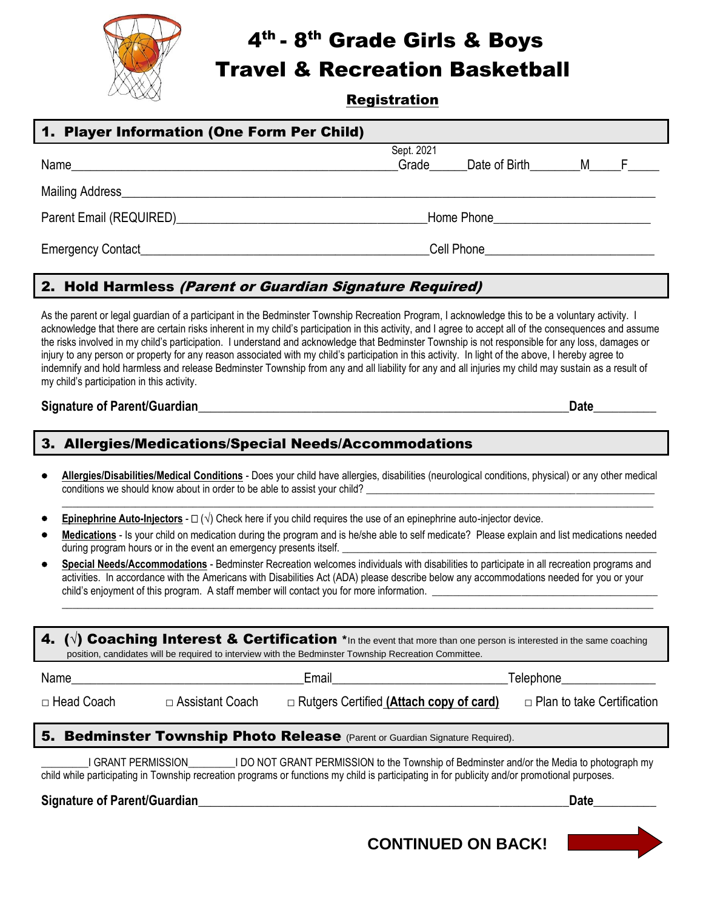# 4th - 8th Grade Girls & Boys Travel & Recreation Basketball

## Registration

### 1. Player Information (One Form Per Child)

Name_______________________________________________ Sept. 2021 Grade______ Date of Birth________ M_____ F_____

Mailing Address_______________________________________________________________________________

Parent Email (REQUIRED)_______________________________________ Home Phone________________________

Emergency Contact__________________________________________ Cell Phone__________________________

### 2. Hold Harmless *(Parent or Guardian Signature Required)*

As the parent or legal guardian of a participant in the Bedminster Township Recreation Program, I acknowledge this to be a voluntary activity. I acknowledge that there are certain risks inherent in my child's participation in this activity, and I agree to accept all of the consequences and assume the risks involved in my child's participation. I understand and acknowledge that Bedminster Township is not responsible for any loss, damages or injury to any person or property for any reason associated with my child's participation in this activity. In light of the above, I hereby agree to indemnify and hold harmless and release Bedminster Township from any and all liability for any and all injuries my child may sustain as a result of my child's participation in this activity.

**Signature of Parent/Guardian**_______________________________________________________ **Date**__________

### 3. Allergies/Medications/Special Needs/Accommodations

- **Allergies/Disabilities/Medical Conditions** - Does your child have allergies, disabilities (neurological conditions, physical) or any other medical conditions we should know about in order to be able to assist your child? ______________________________________________
  ______________________________________________________________________________________________
- **Epinephrine Auto-Injectors** - □ (√) Check here if you child requires the use of an epinephrine auto-injector device.
- **Medications** - Is your child on medication during the program and is he/she able to self medicate? Please explain and list medications needed during program hours or in the event an emergency presents itself. ______________________________________________
- **Special Needs/Accommodations** - Bedminster Recreation welcomes individuals with disabilities to participate in all recreation programs and activities. In accordance with the Americans with Disabilities Act (ADA) please describe below any accommodations needed for you or your child's enjoyment of this program. A staff member will contact you for more information. ______________________________________
  ______________________________________________________________________________________________

### 4. (√) Coaching Interest & Certification

*In the event that more than one person is interested in the same coaching position, candidates will be required to interview with the Bedminster Township Recreation Committee.

Name__________________________________ Email___________________________ Telephone_______________

□ Head Coach □ Assistant Coach □ Rutgers Certified **(Attach copy of card)** □ Plan to take Certification

### 5. Bedminster Township Photo Release (Parent or Guardian Signature Required).

_________I GRANT PERMISSION_________I DO NOT GRANT PERMISSION to the Township of Bedminster and/or the Media to photograph my child while participating in Township recreation programs or functions my child is participating in for publicity and/or promotional purposes.

**Signature of Parent/Guardian**_______________________________________________________ **Date**__________

**CONTINUED ON BACK!**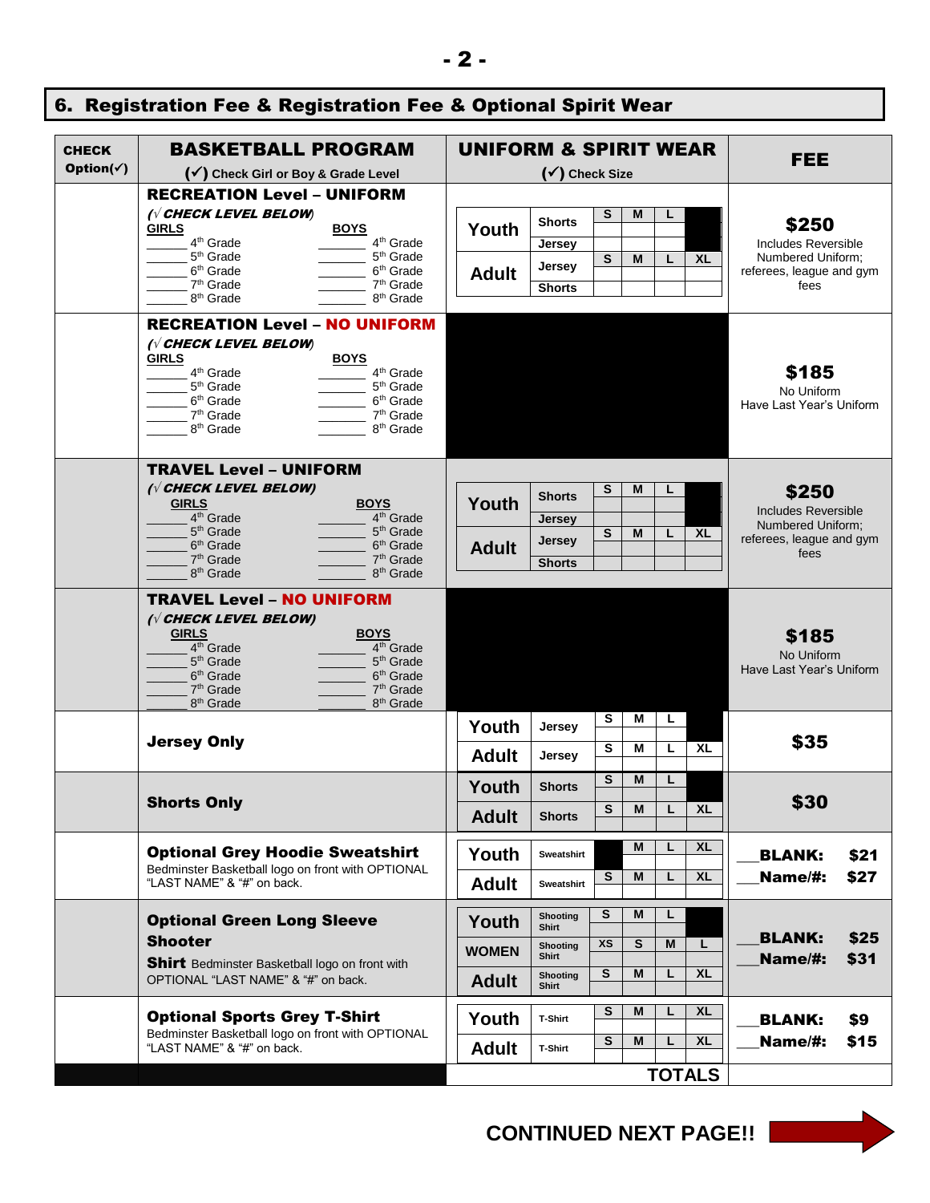## 6. Registration Fee & Registration Fee & Optional Spirit Wear

| CHECK Option(✓) | BASKETBALL PROGRAM (✓) Check Girl or Boy & Grade Level | UNIFORM & SPIRIT WEAR (✓) Check Size | FEE |
|---|---|---|---|
| | **RECREATION Level – UNIFORM** (√ *CHECK LEVEL BELOW*) GIRLS: ____ 4th Grade, ____ 5th Grade, ____ 6th Grade, ____ 7th Grade, ____ 8th Grade; BOYS: ____ 4th Grade, ____ 5th Grade, ____ 6th Grade, ____ 7th Grade, ____ 8th Grade | Youth Shorts / Jersey: S, M, L; Adult Jersey / Shorts: S, M, L, XL | **$250** Includes Reversible Numbered Uniform; referees, league and gym fees |
| | **RECREATION Level – NO UNIFORM** (√ *CHECK LEVEL BELOW*) GIRLS: ____ 4th Grade, ____ 5th Grade, ____ 6th Grade, ____ 7th Grade, ____ 8th Grade; BOYS: ____ 4th Grade, ____ 5th Grade, ____ 6th Grade, ____ 7th Grade, ____ 8th Grade | | **$185** No Uniform Have Last Year's Uniform |
| | **TRAVEL Level – UNIFORM** (√ *CHECK LEVEL BELOW*) GIRLS: ____ 4th Grade, ____ 5th Grade, ____ 6th Grade, ____ 7th Grade, ____ 8th Grade; BOYS: ____ 4th Grade, ____ 5th Grade, ____ 6th Grade, ____ 7th Grade, ____ 8th Grade | Youth Shorts / Jersey: S, M, L; Adult Jersey / Shorts: S, M, L, XL | **$250** Includes Reversible Numbered Uniform; referees, league and gym fees |
| | **TRAVEL Level – NO UNIFORM** (√ *CHECK LEVEL BELOW*) GIRLS: ____ 4th Grade, ____ 5th Grade, ____ 6th Grade, ____ 7th Grade, ____ 8th Grade; BOYS: ____ 4th Grade, ____ 5th Grade, ____ 6th Grade, ____ 7th Grade, ____ 8th Grade | | **$185** No Uniform Have Last Year's Uniform |
| | **Jersey Only** | Youth Jersey: S, M, L; Adult Jersey: S, M, L, XL | **$35** |
| | **Shorts Only** | Youth Shorts: S, M, L; Adult Shorts: S, M, L, XL | **$30** |
| | **Optional Grey Hoodie Sweatshirt** Bedminster Basketball logo on front with OPTIONAL "LAST NAME" & "#" on back. | Youth Sweatshirt: M, L, XL; Adult Sweatshirt: S, M, L, XL | ___**BLANK:** **$21** ___**Name/#:** **$27** |
| | **Optional Green Long Sleeve Shooter Shirt** Bedminster Basketball logo on front with OPTIONAL "LAST NAME" & "#" on back. | Youth Shooting Shirt: S, M, L; WOMEN Shooting Shirt: XS, S, M, L; Adult Shooting Shirt: S, M, L, XL | ___**BLANK:** **$25** ___**Name/#:** **$31** |
| | **Optional Sports Grey T-Shirt** Bedminster Basketball logo on front with OPTIONAL "LAST NAME" & "#" on back. | Youth T-Shirt: S, M, L, XL; Adult T-Shirt: S, M, L, XL | ___**BLANK:** **$9** ___**Name/#:** **$15** |
| | | **TOTALS** | |

**CONTINUED NEXT PAGE!!**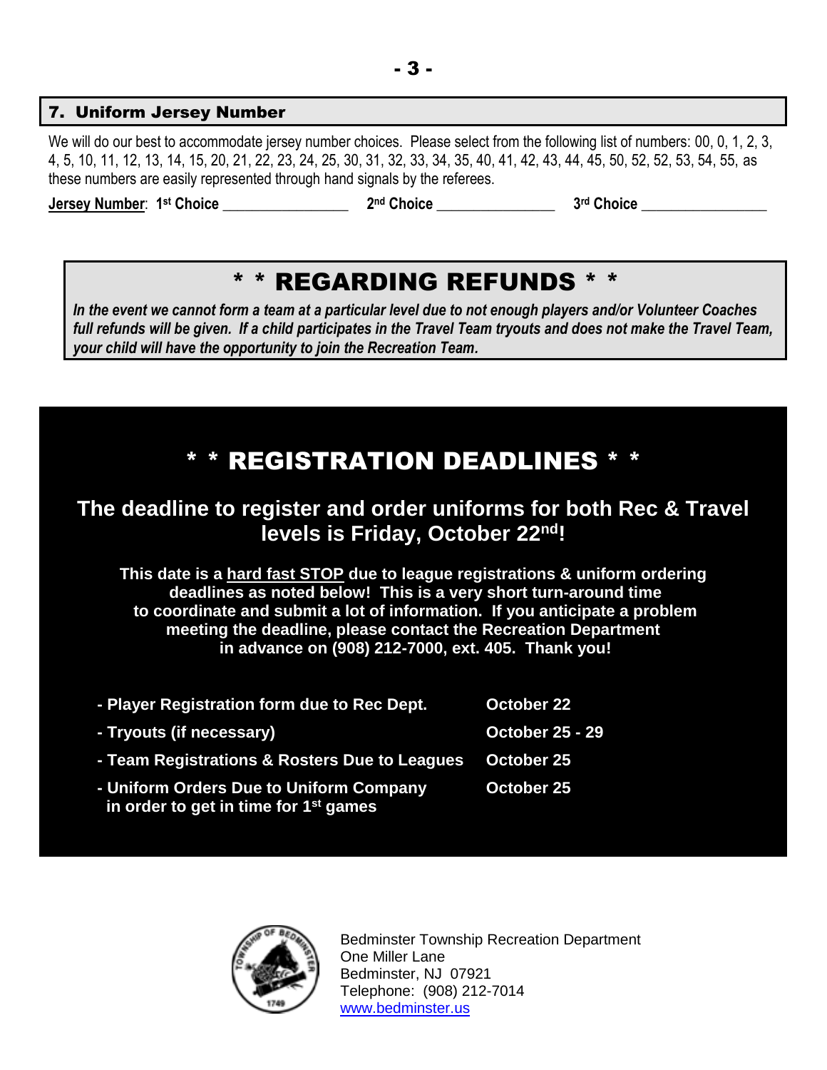## 7. Uniform Jersey Number

We will do our best to accommodate jersey number choices. Please select from the following list of numbers: 00, 0, 1, 2, 3, 4, 5, 10, 11, 12, 13, 14, 15, 20, 21, 22, 23, 24, 25, 30, 31, 32, 33, 34, 35, 40, 41, 42, 43, 44, 45, 50, 52, 52, 53, 54, 55, as these numbers are easily represented through hand signals by the referees.

**Jersey Number**: **1st Choice** ________________ **2nd Choice** ________________ **3rd Choice** ________________

## * * REGARDING REFUNDS * *

***In the event we cannot form a team at a particular level due to not enough players and/or Volunteer Coaches full refunds will be given. If a child participates in the Travel Team tryouts and does not make the Travel Team, your child will have the opportunity to join the Recreation Team.***

## * * REGISTRATION DEADLINES * *

### The deadline to register and order uniforms for both Rec & Travel levels is Friday, October 22nd!

**This date is a hard fast STOP due to league registrations & uniform ordering deadlines as noted below! This is a very short turn-around time to coordinate and submit a lot of information. If you anticipate a problem meeting the deadline, please contact the Recreation Department in advance on (908) 212-7000, ext. 405. Thank you!**

| | |
|---|---|
| **- Player Registration form due to Rec Dept.** | **October 22** |
| **- Tryouts (if necessary)** | **October 25 - 29** |
| **- Team Registrations & Rosters Due to Leagues** | **October 25** |
| **- Uniform Orders Due to Uniform Company in order to get in time for 1st games** | **October 25** |

Bedminster Township Recreation Department
One Miller Lane
Bedminster, NJ 07921
Telephone: (908) 212-7014
www.bedminster.us